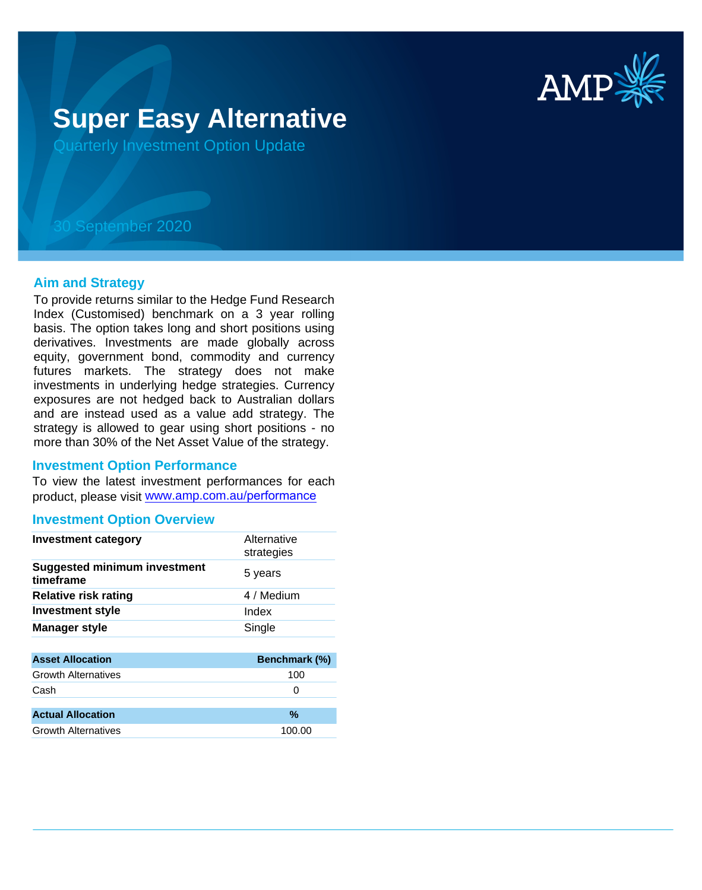# Super Easy Alternative

Quarterly Investment Option Update

30 September 2020

## Aim and Strategy

To provide returns similar to the Hedge Fund Research Index (Customised) benchmark on a 3 year rolling basis. The option takes long and short positions using derivatives. Investments are made globally across equity, government bond, commodity and currency futures markets. The strategy does not make investments in underlying hedge strategies. Currency exposures are not hedged back to Australian dollars and are instead used as a value add strategy. The strategy is allowed to gear using short positions - no more than 30% of the Net Asset Value of the strategy.

## Investment Option Performance

To view the latest investment performances for each product, please visit www.amp.com.au/performance

## Investment Option Overview

| | |
|---|---|
| **Investment category** | Alternative strategies |
| **Suggested minimum investment timeframe** | 5 years |
| **Relative risk rating** | 4 / Medium |
| **Investment style** | Index |
| **Manager style** | Single |

| Asset Allocation | Benchmark (%) |
|---|---|
| Growth Alternatives | 100 |
| Cash | 0 |

| Actual Allocation | % |
|---|---|
| Growth Alternatives | 100.00 |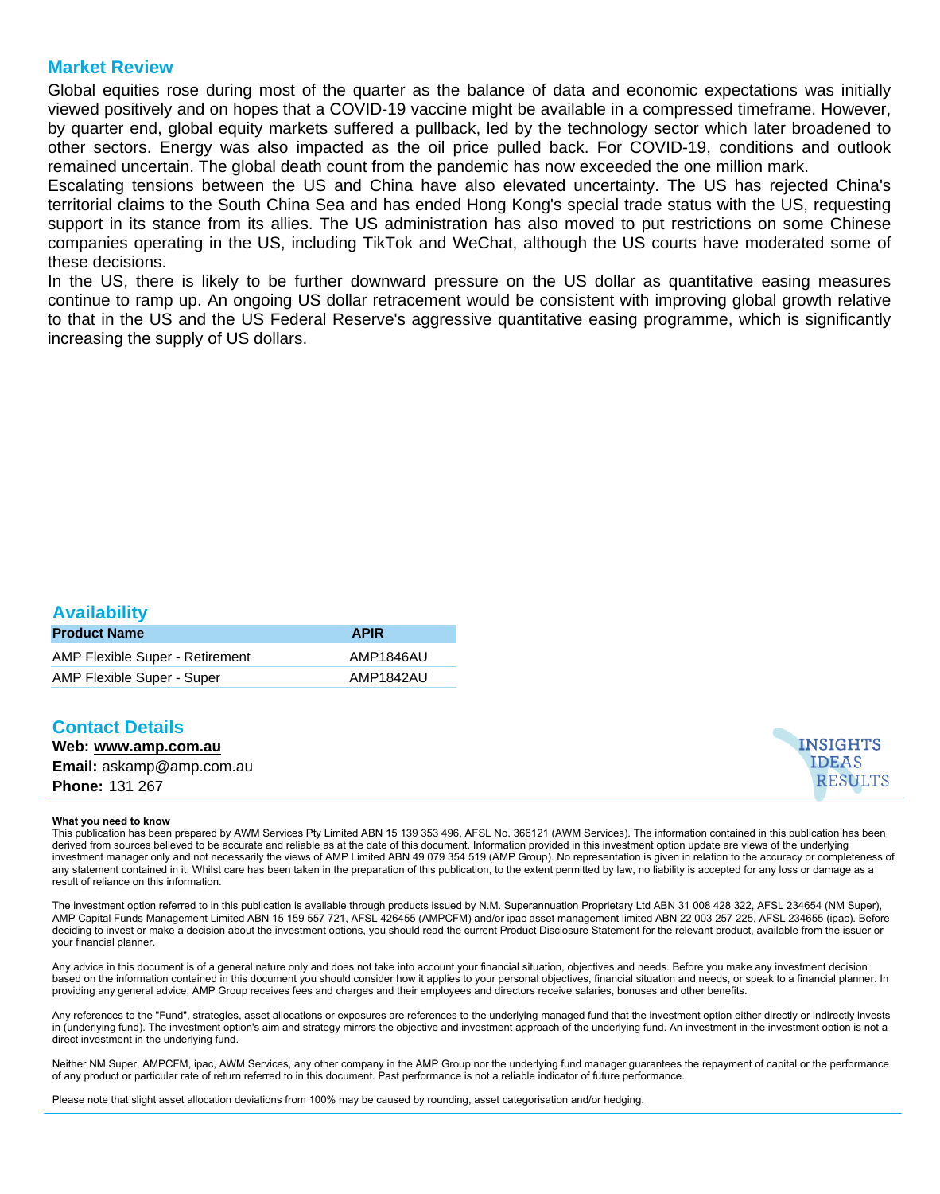## Market Review

Global equities rose during most of the quarter as the balance of data and economic expectations was initially viewed positively and on hopes that a COVID-19 vaccine might be available in a compressed timeframe. However, by quarter end, global equity markets suffered a pullback, led by the technology sector which later broadened to other sectors. Energy was also impacted as the oil price pulled back. For COVID-19, conditions and outlook remained uncertain. The global death count from the pandemic has now exceeded the one million mark.

Escalating tensions between the US and China have also elevated uncertainty. The US has rejected China's territorial claims to the South China Sea and has ended Hong Kong's special trade status with the US, requesting support in its stance from its allies. The US administration has also moved to put restrictions on some Chinese companies operating in the US, including TikTok and WeChat, although the US courts have moderated some of these decisions.

In the US, there is likely to be further downward pressure on the US dollar as quantitative easing measures continue to ramp up. An ongoing US dollar retracement would be consistent with improving global growth relative to that in the US and the US Federal Reserve's aggressive quantitative easing programme, which is significantly increasing the supply of US dollars.

## Availability

| Product Name | APIR |
|---|---|
| AMP Flexible Super - Retirement | AMP1846AU |
| AMP Flexible Super - Super | AMP1842AU |

## Contact Details

**Web:** **www.amp.com.au**
**Email:** askamp@amp.com.au
**Phone:** 131 267

INSIGHTS
IDEAS
RESULTS

**What you need to know**

This publication has been prepared by AWM Services Pty Limited ABN 15 139 353 496, AFSL No. 366121 (AWM Services). The information contained in this publication has been derived from sources believed to be accurate and reliable as at the date of this document. Information provided in this investment option update are views of the underlying investment manager only and not necessarily the views of AMP Limited ABN 49 079 354 519 (AMP Group). No representation is given in relation to the accuracy or completeness of any statement contained in it. Whilst care has been taken in the preparation of this publication, to the extent permitted by law, no liability is accepted for any loss or damage as a result of reliance on this information.

The investment option referred to in this publication is available through products issued by N.M. Superannuation Proprietary Ltd ABN 31 008 428 322, AFSL 234654 (NM Super), AMP Capital Funds Management Limited ABN 15 159 557 721, AFSL 426455 (AMPCFM) and/or ipac asset management limited ABN 22 003 257 225, AFSL 234655 (ipac). Before deciding to invest or make a decision about the investment options, you should read the current Product Disclosure Statement for the relevant product, available from the issuer or your financial planner.

Any advice in this document is of a general nature only and does not take into account your financial situation, objectives and needs. Before you make any investment decision based on the information contained in this document you should consider how it applies to your personal objectives, financial situation and needs, or speak to a financial planner. In providing any general advice, AMP Group receives fees and charges and their employees and directors receive salaries, bonuses and other benefits.

Any references to the "Fund", strategies, asset allocations or exposures are references to the underlying managed fund that the investment option either directly or indirectly invests in (underlying fund). The investment option's aim and strategy mirrors the objective and investment approach of the underlying fund. An investment in the investment option is not a direct investment in the underlying fund.

Neither NM Super, AMPCFM, ipac, AWM Services, any other company in the AMP Group nor the underlying fund manager guarantees the repayment of capital or the performance of any product or particular rate of return referred to in this document. Past performance is not a reliable indicator of future performance.

Please note that slight asset allocation deviations from 100% may be caused by rounding, asset categorisation and/or hedging.